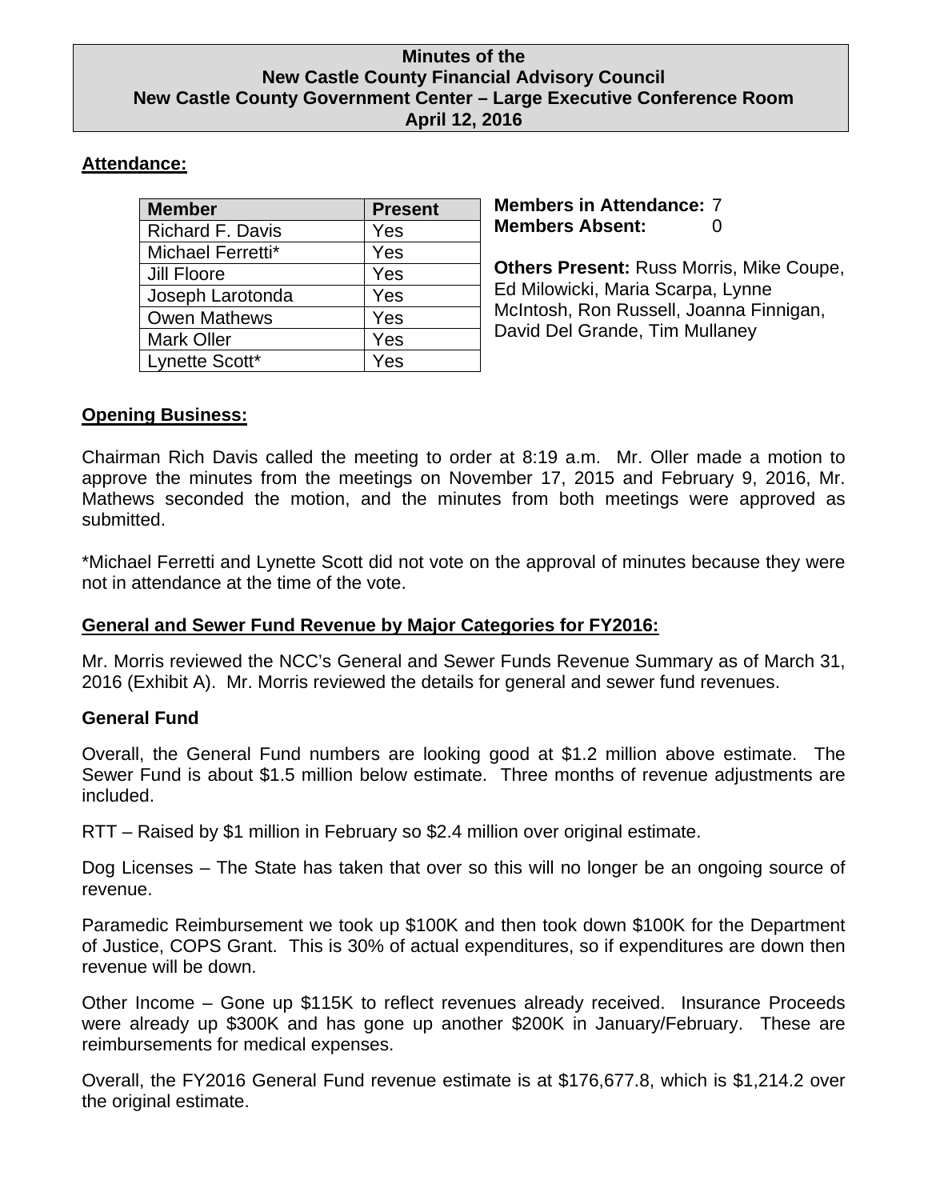# Minutes of the New Castle County Financial Advisory Council
## New Castle County Government Center – Large Executive Conference Room
## April 12, 2016

**Attendance:**

| Member | Present |
|---|---|
| Richard F. Davis | Yes |
| Michael Ferretti* | Yes |
| Jill Floore | Yes |
| Joseph Larotonda | Yes |
| Owen Mathews | Yes |
| Mark Oller | Yes |
| Lynette Scott* | Yes |

**Members in Attendance:** 7
**Members Absent:** 0

**Others Present:** Russ Morris, Mike Coupe, Ed Milowicki, Maria Scarpa, Lynne McIntosh, Ron Russell, Joanna Finnigan, David Del Grande, Tim Mullaney

**Opening Business:**

Chairman Rich Davis called the meeting to order at 8:19 a.m. Mr. Oller made a motion to approve the minutes from the meetings on November 17, 2015 and February 9, 2016, Mr. Mathews seconded the motion, and the minutes from both meetings were approved as submitted.

*Michael Ferretti and Lynette Scott did not vote on the approval of minutes because they were not in attendance at the time of the vote.

**General and Sewer Fund Revenue by Major Categories for FY2016:**

Mr. Morris reviewed the NCC's General and Sewer Funds Revenue Summary as of March 31, 2016 (Exhibit A). Mr. Morris reviewed the details for general and sewer fund revenues.

**General Fund**

Overall, the General Fund numbers are looking good at $1.2 million above estimate. The Sewer Fund is about $1.5 million below estimate. Three months of revenue adjustments are included.

RTT – Raised by $1 million in February so $2.4 million over original estimate.

Dog Licenses – The State has taken that over so this will no longer be an ongoing source of revenue.

Paramedic Reimbursement we took up $100K and then took down $100K for the Department of Justice, COPS Grant. This is 30% of actual expenditures, so if expenditures are down then revenue will be down.

Other Income – Gone up $115K to reflect revenues already received. Insurance Proceeds were already up $300K and has gone up another $200K in January/February. These are reimbursements for medical expenses.

Overall, the FY2016 General Fund revenue estimate is at $176,677.8, which is $1,214.2 over the original estimate.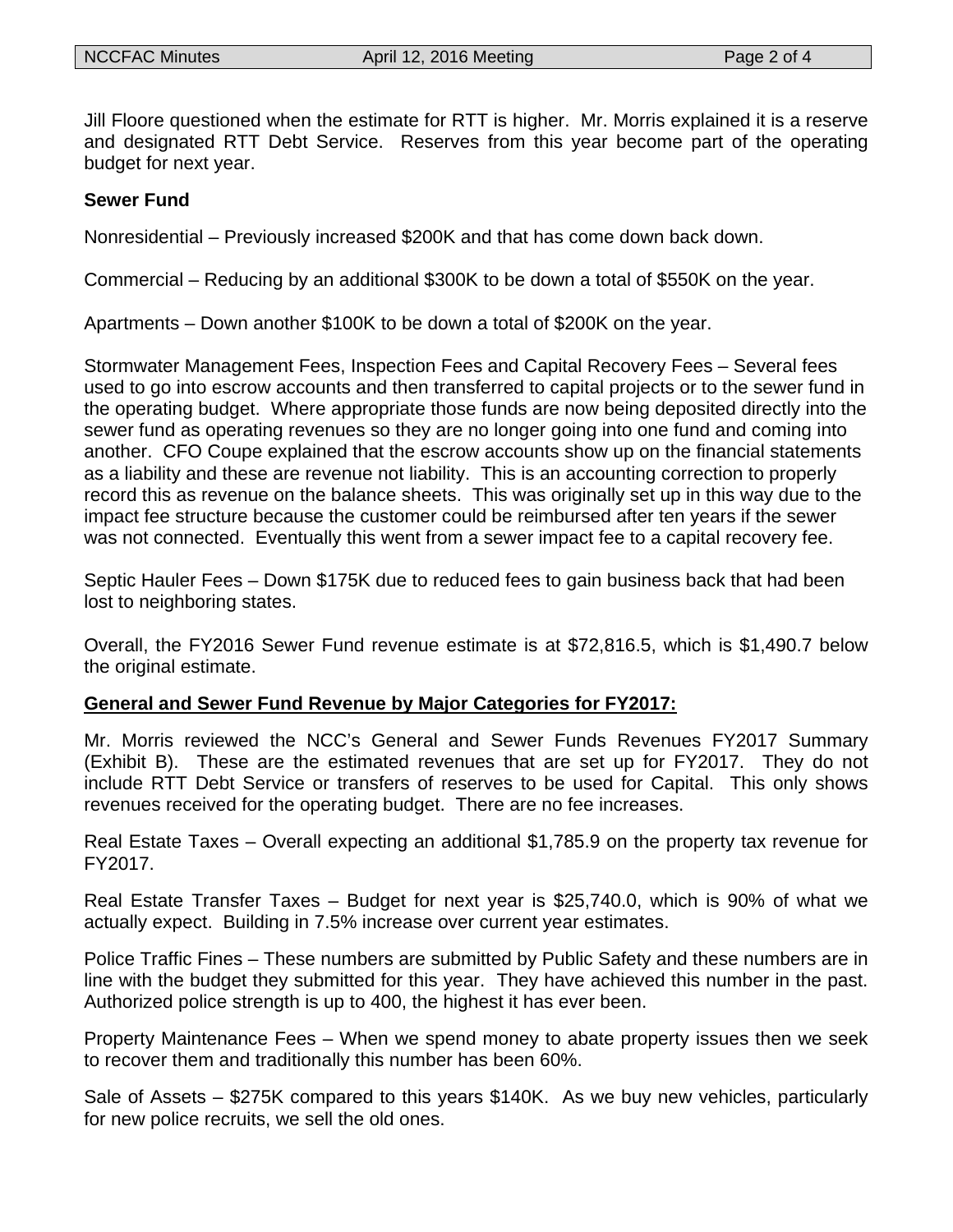Jill Floore questioned when the estimate for RTT is higher. Mr. Morris explained it is a reserve and designated RTT Debt Service. Reserves from this year become part of the operating budget for next year.

**Sewer Fund**

Nonresidential – Previously increased $200K and that has come down back down.

Commercial – Reducing by an additional $300K to be down a total of $550K on the year.

Apartments – Down another $100K to be down a total of $200K on the year.

Stormwater Management Fees, Inspection Fees and Capital Recovery Fees – Several fees used to go into escrow accounts and then transferred to capital projects or to the sewer fund in the operating budget. Where appropriate those funds are now being deposited directly into the sewer fund as operating revenues so they are no longer going into one fund and coming into another. CFO Coupe explained that the escrow accounts show up on the financial statements as a liability and these are revenue not liability. This is an accounting correction to properly record this as revenue on the balance sheets. This was originally set up in this way due to the impact fee structure because the customer could be reimbursed after ten years if the sewer was not connected. Eventually this went from a sewer impact fee to a capital recovery fee.

Septic Hauler Fees – Down $175K due to reduced fees to gain business back that had been lost to neighboring states.

Overall, the FY2016 Sewer Fund revenue estimate is at $72,816.5, which is $1,490.7 below the original estimate.

**General and Sewer Fund Revenue by Major Categories for FY2017:**

Mr. Morris reviewed the NCC's General and Sewer Funds Revenues FY2017 Summary (Exhibit B). These are the estimated revenues that are set up for FY2017. They do not include RTT Debt Service or transfers of reserves to be used for Capital. This only shows revenues received for the operating budget. There are no fee increases.

Real Estate Taxes – Overall expecting an additional $1,785.9 on the property tax revenue for FY2017.

Real Estate Transfer Taxes – Budget for next year is $25,740.0, which is 90% of what we actually expect. Building in 7.5% increase over current year estimates.

Police Traffic Fines – These numbers are submitted by Public Safety and these numbers are in line with the budget they submitted for this year. They have achieved this number in the past. Authorized police strength is up to 400, the highest it has ever been.

Property Maintenance Fees – When we spend money to abate property issues then we seek to recover them and traditionally this number has been 60%.

Sale of Assets – $275K compared to this years $140K. As we buy new vehicles, particularly for new police recruits, we sell the old ones.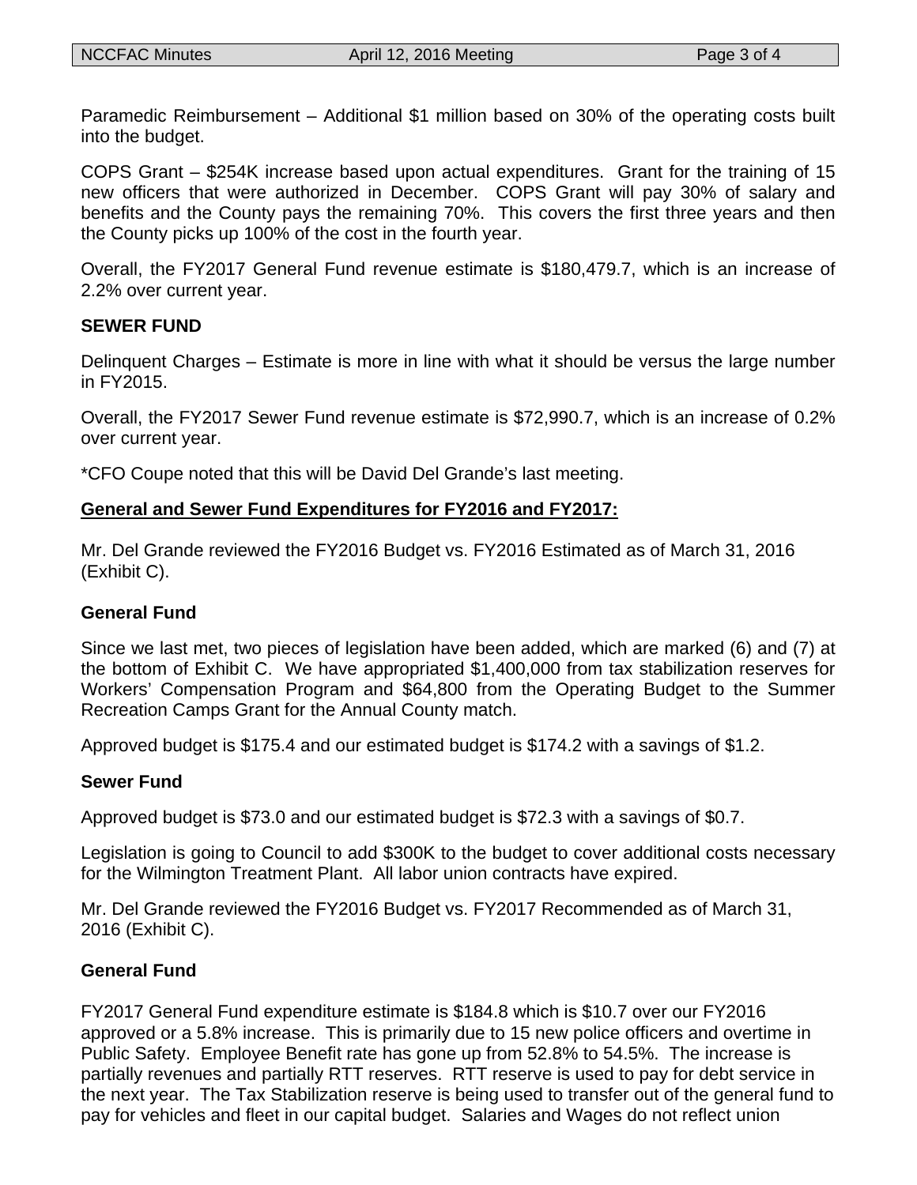Paramedic Reimbursement – Additional $1 million based on 30% of the operating costs built into the budget.

COPS Grant – $254K increase based upon actual expenditures. Grant for the training of 15 new officers that were authorized in December. COPS Grant will pay 30% of salary and benefits and the County pays the remaining 70%. This covers the first three years and then the County picks up 100% of the cost in the fourth year.

Overall, the FY2017 General Fund revenue estimate is $180,479.7, which is an increase of 2.2% over current year.

**SEWER FUND**

Delinquent Charges – Estimate is more in line with what it should be versus the large number in FY2015.

Overall, the FY2017 Sewer Fund revenue estimate is $72,990.7, which is an increase of 0.2% over current year.

*CFO Coupe noted that this will be David Del Grande's last meeting.

**General and Sewer Fund Expenditures for FY2016 and FY2017:**

Mr. Del Grande reviewed the FY2016 Budget vs. FY2016 Estimated as of March 31, 2016 (Exhibit C).

**General Fund**

Since we last met, two pieces of legislation have been added, which are marked (6) and (7) at the bottom of Exhibit C. We have appropriated $1,400,000 from tax stabilization reserves for Workers' Compensation Program and $64,800 from the Operating Budget to the Summer Recreation Camps Grant for the Annual County match.

Approved budget is $175.4 and our estimated budget is $174.2 with a savings of $1.2.

**Sewer Fund**

Approved budget is $73.0 and our estimated budget is $72.3 with a savings of $0.7.

Legislation is going to Council to add $300K to the budget to cover additional costs necessary for the Wilmington Treatment Plant. All labor union contracts have expired.

Mr. Del Grande reviewed the FY2016 Budget vs. FY2017 Recommended as of March 31, 2016 (Exhibit C).

**General Fund**

FY2017 General Fund expenditure estimate is $184.8 which is $10.7 over our FY2016 approved or a 5.8% increase. This is primarily due to 15 new police officers and overtime in Public Safety. Employee Benefit rate has gone up from 52.8% to 54.5%. The increase is partially revenues and partially RTT reserves. RTT reserve is used to pay for debt service in the next year. The Tax Stabilization reserve is being used to transfer out of the general fund to pay for vehicles and fleet in our capital budget. Salaries and Wages do not reflect union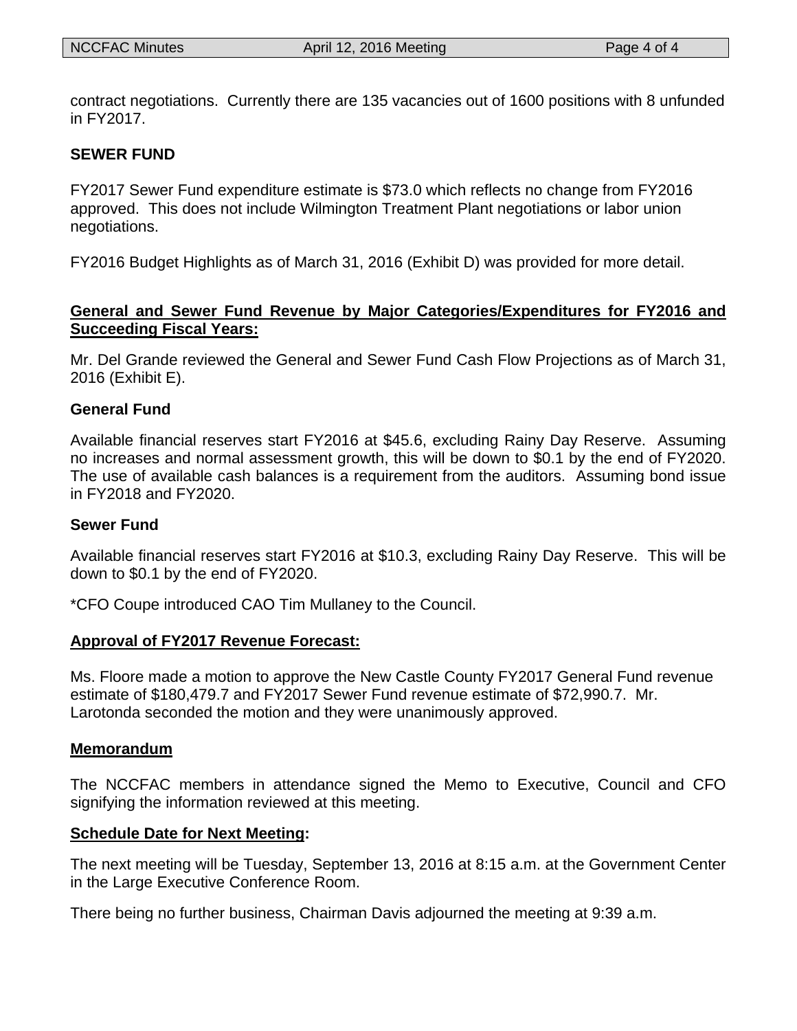contract negotiations. Currently there are 135 vacancies out of 1600 positions with 8 unfunded in FY2017.

**SEWER FUND**

FY2017 Sewer Fund expenditure estimate is $73.0 which reflects no change from FY2016 approved. This does not include Wilmington Treatment Plant negotiations or labor union negotiations.

FY2016 Budget Highlights as of March 31, 2016 (Exhibit D) was provided for more detail.

**General and Sewer Fund Revenue by Major Categories/Expenditures for FY2016 and Succeeding Fiscal Years:**

Mr. Del Grande reviewed the General and Sewer Fund Cash Flow Projections as of March 31, 2016 (Exhibit E).

**General Fund**

Available financial reserves start FY2016 at $45.6, excluding Rainy Day Reserve. Assuming no increases and normal assessment growth, this will be down to $0.1 by the end of FY2020. The use of available cash balances is a requirement from the auditors. Assuming bond issue in FY2018 and FY2020.

**Sewer Fund**

Available financial reserves start FY2016 at $10.3, excluding Rainy Day Reserve. This will be down to $0.1 by the end of FY2020.

*CFO Coupe introduced CAO Tim Mullaney to the Council.

**Approval of FY2017 Revenue Forecast:**

Ms. Floore made a motion to approve the New Castle County FY2017 General Fund revenue estimate of $180,479.7 and FY2017 Sewer Fund revenue estimate of $72,990.7. Mr. Larotonda seconded the motion and they were unanimously approved.

**Memorandum**

The NCCFAC members in attendance signed the Memo to Executive, Council and CFO signifying the information reviewed at this meeting.

**Schedule Date for Next Meeting:**

The next meeting will be Tuesday, September 13, 2016 at 8:15 a.m. at the Government Center in the Large Executive Conference Room.

There being no further business, Chairman Davis adjourned the meeting at 9:39 a.m.